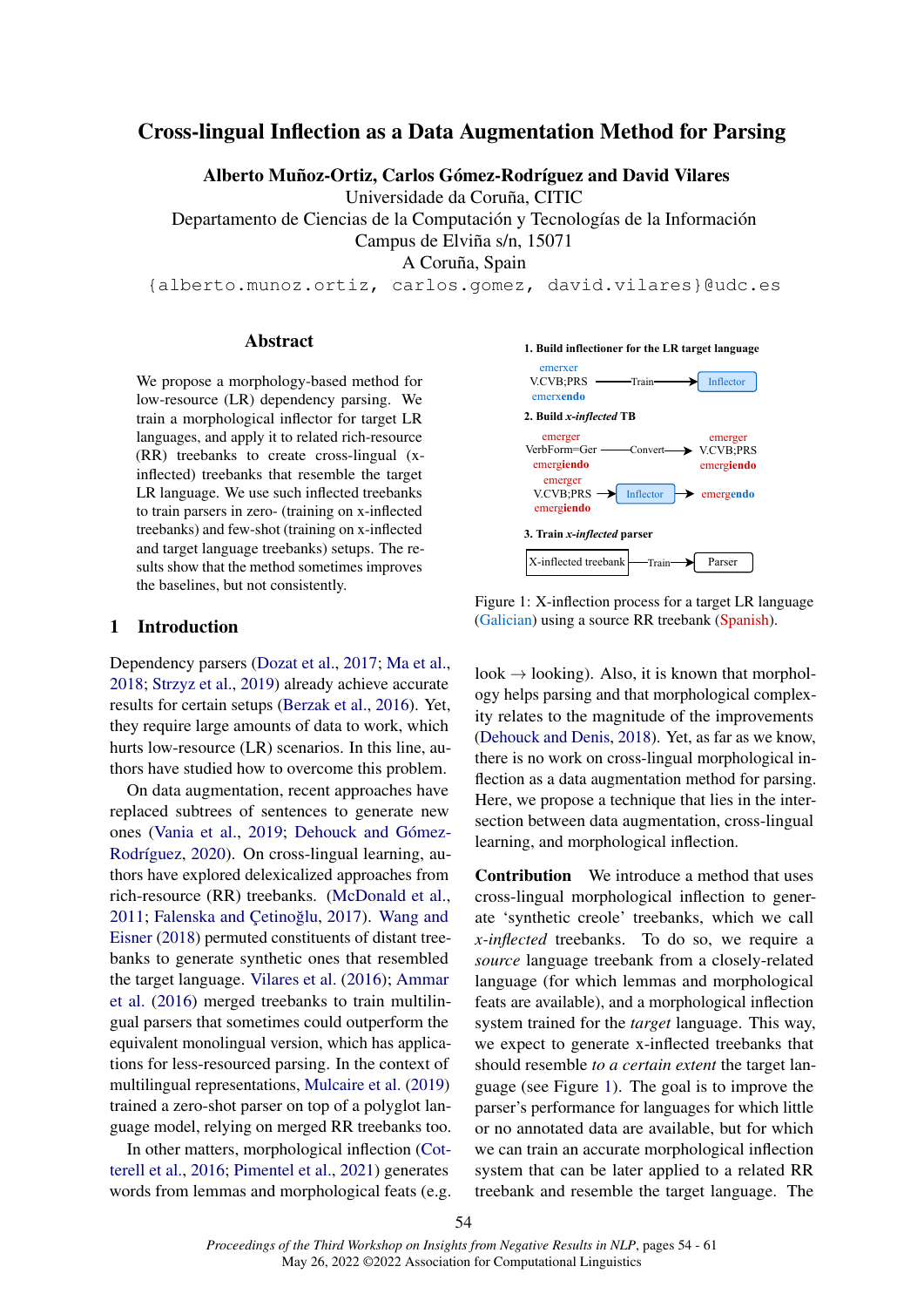# Cross-lingual Inflection as a Data Augmentation Method for Parsing

**Alberto Muñoz-Ortiz, Carlos Gómez-Rodríguez and David Vilares**
Universidade da Coruña, CITIC
Departamento de Ciencias de la Computación y Tecnologías de la Información
Campus de Elviña s/n, 15071
A Coruña, Spain
{alberto.munoz.ortiz, carlos.gomez, david.vilares}@udc.es

## Abstract

We propose a morphology-based method for low-resource (LR) dependency parsing. We train a morphological inflector for target LR languages, and apply it to related rich-resource (RR) treebanks to create cross-lingual (x-inflected) treebanks that resemble the target LR language. We use such inflected treebanks to train parsers in zero- (training on x-inflected treebanks) and few-shot (training on x-inflected and target language treebanks) setups. The results show that the method sometimes improves the baselines, but not consistently.

**1. Build inflectioner for the LR target language**

emerxer
V.CVB;PRS —Train→ Inflector
emerxendo

**2. Build *x-inflected* TB**

emerger
VerbForm=Ger —Convert→ emerger V.CVB;PRS emergiendo
emergiendo

emerger
V.CVB;PRS → Inflector → emergendo
emergiendo

**3. Train *x-inflected* parser**

X-inflected treebank —Train→ Parser

Figure 1: X-inflection process for a target LR language (Galician) using a source RR treebank (Spanish).

## 1 Introduction

Dependency parsers (Dozat et al., 2017; Ma et al., 2018; Strzyz et al., 2019) already achieve accurate results for certain setups (Berzak et al., 2016). Yet, they require large amounts of data to work, which hurts low-resource (LR) scenarios. In this line, authors have studied how to overcome this problem.

On data augmentation, recent approaches have replaced subtrees of sentences to generate new ones (Vania et al., 2019; Dehouck and Gómez-Rodríguez, 2020). On cross-lingual learning, authors have explored delexicalized approaches from rich-resource (RR) treebanks. (McDonald et al., 2011; Falenska and Çetinoğlu, 2017). Wang and Eisner (2018) permuted constituents of distant treebanks to generate synthetic ones that resembled the target language. Vilares et al. (2016); Ammar et al. (2016) merged treebanks to train multilingual parsers that sometimes could outperform the equivalent monolingual version, which has applications for less-resourced parsing. In the context of multilingual representations, Mulcaire et al. (2019) trained a zero-shot parser on top of a polyglot language model, relying on merged RR treebanks too.

In other matters, morphological inflection (Cotterell et al., 2016; Pimentel et al., 2021) generates words from lemmas and morphological feats (e.g. look → looking). Also, it is known that morphology helps parsing and that morphological complexity relates to the magnitude of the improvements (Dehouck and Denis, 2018). Yet, as far as we know, there is no work on cross-lingual morphological inflection as a data augmentation method for parsing. Here, we propose a technique that lies in the intersection between data augmentation, cross-lingual learning, and morphological inflection.

**Contribution** We introduce a method that uses cross-lingual morphological inflection to generate 'synthetic creole' treebanks, which we call *x-inflected* treebanks. To do so, we require a *source* language treebank from a closely-related language (for which lemmas and morphological feats are available), and a morphological inflection system trained for the *target* language. This way, we expect to generate x-inflected treebanks that should resemble *to a certain extent* the target language (see Figure 1). The goal is to improve the parser's performance for languages for which little or no annotated data are available, but for which we can train an accurate morphological inflection system that can be later applied to a related RR treebank and resemble the target language. The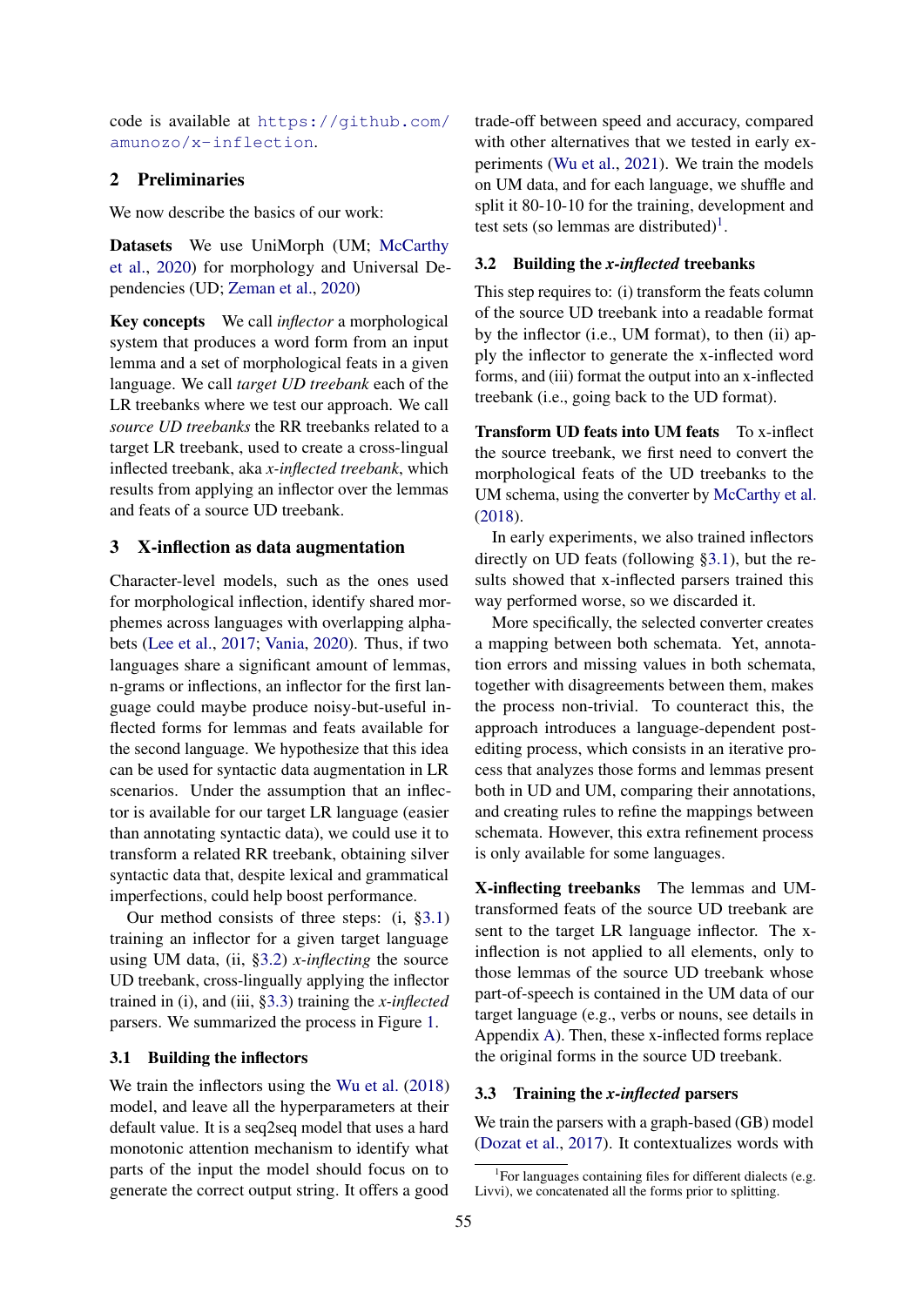code is available at https://github.com/amunozo/x-inflection.

## 2 Preliminaries

We now describe the basics of our work:

**Datasets** We use UniMorph (UM; McCarthy et al., 2020) for morphology and Universal Dependencies (UD; Zeman et al., 2020)

**Key concepts** We call *inflector* a morphological system that produces a word form from an input lemma and a set of morphological feats in a given language. We call *target UD treebank* each of the LR treebanks where we test our approach. We call *source UD treebanks* the RR treebanks related to a target LR treebank, used to create a cross-lingual inflected treebank, aka *x-inflected treebank*, which results from applying an inflector over the lemmas and feats of a source UD treebank.

## 3 X-inflection as data augmentation

Character-level models, such as the ones used for morphological inflection, identify shared morphemes across languages with overlapping alphabets (Lee et al., 2017; Vania, 2020). Thus, if two languages share a significant amount of lemmas, n-grams or inflections, an inflector for the first language could maybe produce noisy-but-useful inflected forms for lemmas and feats available for the second language. We hypothesize that this idea can be used for syntactic data augmentation in LR scenarios. Under the assumption that an inflector is available for our target LR language (easier than annotating syntactic data), we could use it to transform a related RR treebank, obtaining silver syntactic data that, despite lexical and grammatical imperfections, could help boost performance.

Our method consists of three steps: (i, §3.1) training an inflector for a given target language using UM data, (ii, §3.2) *x-inflecting* the source UD treebank, cross-lingually applying the inflector trained in (i), and (iii, §3.3) training the *x-inflected* parsers. We summarized the process in Figure 1.

### 3.1 Building the inflectors

We train the inflectors using the Wu et al. (2018) model, and leave all the hyperparameters at their default value. It is a seq2seq model that uses a hard monotonic attention mechanism to identify what parts of the input the model should focus on to generate the correct output string. It offers a good trade-off between speed and accuracy, compared with other alternatives that we tested in early experiments (Wu et al., 2021). We train the models on UM data, and for each language, we shuffle and split it 80-10-10 for the training, development and test sets (so lemmas are distributed)[1].

### 3.2 Building the *x-inflected* treebanks

This step requires to: (i) transform the feats column of the source UD treebank into a readable format by the inflector (i.e., UM format), to then (ii) apply the inflector to generate the x-inflected word forms, and (iii) format the output into an x-inflected treebank (i.e., going back to the UD format).

**Transform UD feats into UM feats** To x-inflect the source treebank, we first need to convert the morphological feats of the UD treebanks to the UM schema, using the converter by McCarthy et al. (2018).

In early experiments, we also trained inflectors directly on UD feats (following §3.1), but the results showed that x-inflected parsers trained this way performed worse, so we discarded it.

More specifically, the selected converter creates a mapping between both schemata. Yet, annotation errors and missing values in both schemata, together with disagreements between them, makes the process non-trivial. To counteract this, the approach introduces a language-dependent post-editing process, which consists in an iterative process that analyzes those forms and lemmas present both in UD and UM, comparing their annotations, and creating rules to refine the mappings between schemata. However, this extra refinement process is only available for some languages.

**X-inflecting treebanks** The lemmas and UM-transformed feats of the source UD treebank are sent to the target LR language inflector. The x-inflection is not applied to all elements, only to those lemmas of the source UD treebank whose part-of-speech is contained in the UM data of our target language (e.g., verbs or nouns, see details in Appendix A). Then, these x-inflected forms replace the original forms in the source UD treebank.

### 3.3 Training the *x-inflected* parsers

We train the parsers with a graph-based (GB) model (Dozat et al., 2017). It contextualizes words with

[1] For languages containing files for different dialects (e.g. Livvi), we concatenated all the forms prior to splitting.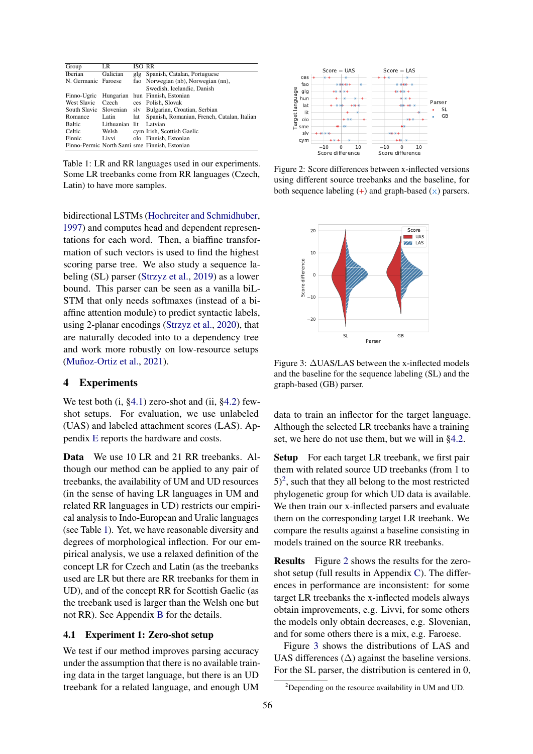| Group | LR | ISO | RR |
|---|---|---|---|
| Iberian | Galician | glg | Spanish, Catalan, Portuguese |
| N. Germanic | Faroese | fao | Norwegian (nb), Norwegian (nn), Swedish, Icelandic, Danish |
| Finno-Ugric | Hungarian | hun | Finnish, Estonian |
| West Slavic | Czech | ces | Polish, Slovak |
| South Slavic | Slovenian | slv | Bulgarian, Croatian, Serbian |
| Romance | Latin | lat | Spanish, Romanian, French, Catalan, Italian |
| Baltic | Lithuanian | lit | Latvian |
| Celtic | Welsh | cym | Irish, Scottish Gaelic |
| Finnic | Livvi | olo | Finnish, Estonian |
| Finno-Permic | North Sami | sme | Finnish, Estonian |

Table 1: LR and RR languages used in our experiments. Some LR treebanks come from RR languages (Czech, Latin) to have more samples.

bidirectional LSTMs (Hochreiter and Schmidhuber, 1997) and computes head and dependent representations for each word. Then, a biaffine transformation of such vectors is used to find the highest scoring parse tree. We also study a sequence labeling (SL) parser (Strzyz et al., 2019) as a lower bound. This parser can be seen as a vanilla biLSTM that only needs softmaxes (instead of a biaffine attention module) to predict syntactic labels, using 2-planar encodings (Strzyz et al., 2020), that are naturally decoded into a dependency tree and work more robustly on low-resource setups (Muñoz-Ortiz et al., 2021).

## 4 Experiments

We test both (i, §4.1) zero-shot and (ii, §4.2) few-shot setups. For evaluation, we use unlabeled (UAS) and labeled attachment scores (LAS). Appendix E reports the hardware and costs.

**Data** We use 10 LR and 21 RR treebanks. Although our method can be applied to any pair of treebanks, the availability of UM and UD resources (in the sense of having LR languages in UM and related RR languages in UD) restricts our empirical analysis to Indo-European and Uralic languages (see Table 1). Yet, we have reasonable diversity and degrees of morphological inflection. For our empirical analysis, we use a relaxed definition of the concept LR for Czech and Latin (as the treebanks used are LR but there are RR treebanks for them in UD), and of the concept RR for Scottish Gaelic (as the treebank used is larger than the Welsh one but not RR). See Appendix B for the details.

### 4.1 Experiment 1: Zero-shot setup

We test if our method improves parsing accuracy under the assumption that there is no available training data in the target language, but there is an UD treebank for a related language, and enough UM data to train an inflector for the target language. Although the selected LR treebanks have a training set, we here do not use them, but we will in §4.2.

Figure 2: Score differences between x-inflected versions using different source treebanks and the baseline, for both sequence labeling (+) and graph-based (×) parsers.

Figure 3: ΔUAS/LAS between the x-inflected models and the baseline for the sequence labeling (SL) and the graph-based (GB) parser.

**Setup** For each target LR treebank, we first pair them with related source UD treebanks (from 1 to 5)[2], such that they all belong to the most restrictive phylogenetic group for which UD data is available. We then train our x-inflected parsers and evaluate them on the corresponding target LR treebank. We compare the results against a baseline consisting in models trained on the source RR treebanks.

**Results** Figure 2 shows the results for the zero-shot setup (full results in Appendix C). The differences in performance are inconsistent: for some target LR treebanks the x-inflected models always obtain improvements, e.g. Livvi, for some others the models only obtain decreases, e.g. Slovenian, and for some others there is a mix, e.g. Faroese.

Figure 3 shows the distributions of LAS and UAS differences (Δ) against the baseline versions. For the SL parser, the distribution is centered in 0,

[2]Depending on the resource availability in UM and UD.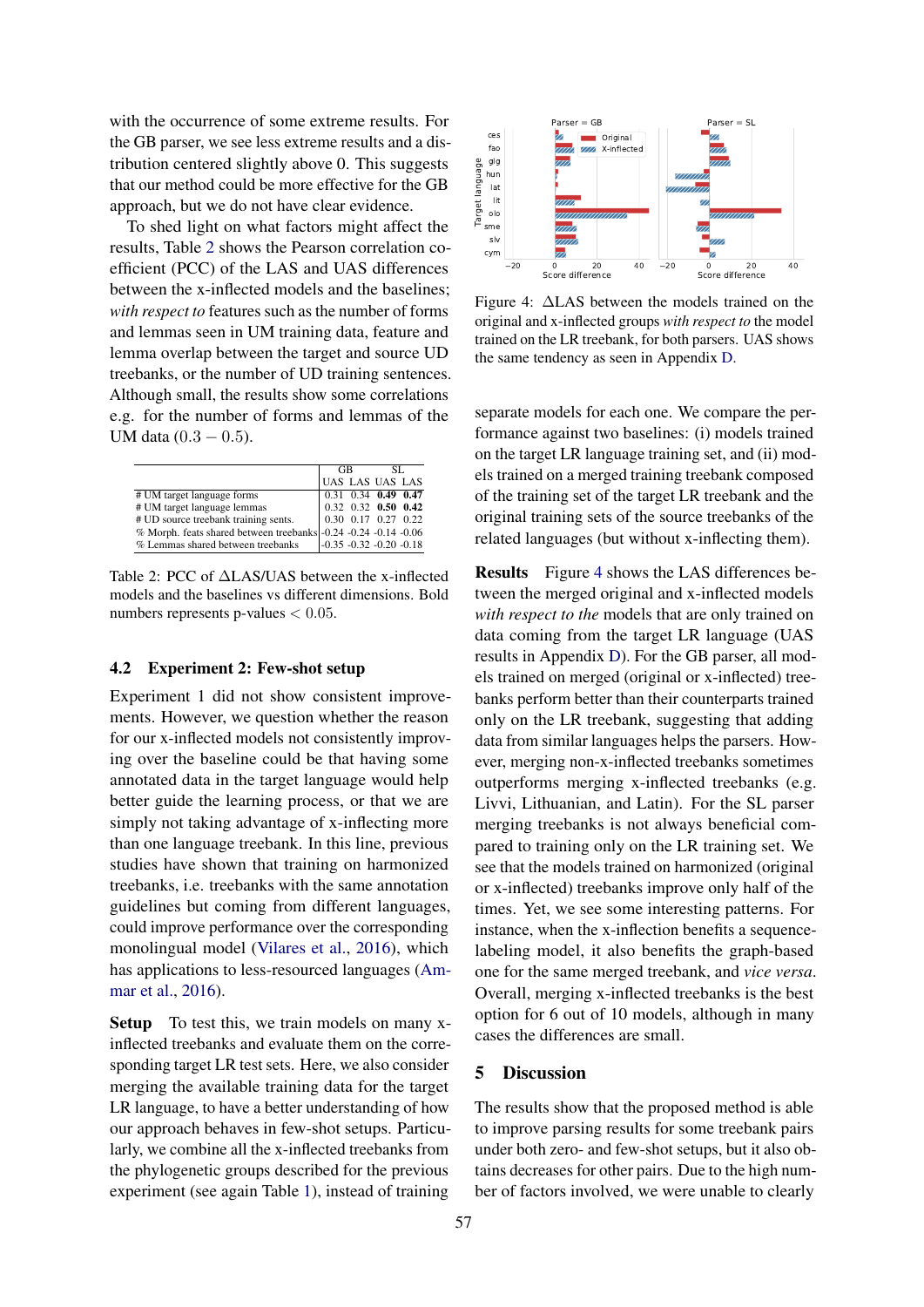with the occurrence of some extreme results. For the GB parser, we see less extreme results and a distribution centered slightly above 0. This suggests that our method could be more effective for the GB approach, but we do not have clear evidence.

To shed light on what factors might affect the results, Table 2 shows the Pearson correlation coefficient (PCC) of the LAS and UAS differences between the x-inflected models and the baselines; *with respect to* features such as the number of forms and lemmas seen in UM training data, feature and lemma overlap between the target and source UD treebanks, or the number of UD training sentences. Although small, the results show some correlations e.g. for the number of forms and lemmas of the UM data ($0.3 - 0.5$).

| | GB | | SL | |
|---|---|---|---|---|
| | UAS | LAS | UAS | LAS |
| # UM target language forms | 0.31 | 0.34 | **0.49** | **0.47** |
| # UM target language lemmas | 0.32 | 0.32 | **0.50** | **0.42** |
| # UD source treebank training sents. | 0.30 | 0.17 | 0.27 | 0.22 |
| % Morph. feats shared between treebanks | -0.24 | -0.24 | -0.14 | -0.06 |
| % Lemmas shared between treebanks | -0.35 | -0.32 | -0.20 | -0.18 |

Table 2: PCC of ΔLAS/UAS between the x-inflected models and the baselines vs different dimensions. Bold numbers represents p-values $< 0.05$.

## 4.2 Experiment 2: Few-shot setup

Experiment 1 did not show consistent improvements. However, we question whether the reason for our x-inflected models not consistently improving over the baseline could be that having some annotated data in the target language would help better guide the learning process, or that we are simply not taking advantage of x-inflecting more than one language treebank. In this line, previous studies have shown that training on harmonized treebanks, i.e. treebanks with the same annotation guidelines but coming from different languages, could improve performance over the corresponding monolingual model (Vilares et al., 2016), which has applications to less-resourced languages (Ammar et al., 2016).

**Setup** To test this, we train models on many x-inflected treebanks and evaluate them on the corresponding target LR test sets. Here, we also consider merging the available training data for the target LR language, to have a better understanding of how our approach behaves in few-shot setups. Particularly, we combine all the x-inflected treebanks from the phylogenetic groups described for the previous experiment (see again Table 1), instead of training separate models for each one. We compare the performance against two baselines: (i) models trained on the target LR language training set, and (ii) models trained on a merged training treebank composed of the training set of the target LR treebank and the original training sets of the source treebanks of the related languages (but without x-inflecting them).

Figure 4: ΔLAS between the models trained on the original and x-inflected groups *with respect to* the model trained on the LR treebank, for both parsers. UAS shows the same tendency as seen in Appendix D.

**Results** Figure 4 shows the LAS differences between the merged original and x-inflected models *with respect to the* models that are only trained on data coming from the target LR language (UAS results in Appendix D). For the GB parser, all models trained on merged (original or x-inflected) treebanks perform better than their counterparts trained only on the LR treebank, suggesting that adding data from similar languages helps the parsers. However, merging non-x-inflected treebanks sometimes outperforms merging x-inflected treebanks (e.g. Livvi, Lithuanian, and Latin). For the SL parser merging treebanks is not always beneficial compared to training only on the LR training set. We see that the models trained on harmonized (original or x-inflected) treebanks improve only half of the times. Yet, we see some interesting patterns. For instance, when the x-inflection benefits a sequence-labeling model, it also benefits the graph-based one for the same merged treebank, and *vice versa*. Overall, merging x-inflected treebanks is the best option for 6 out of 10 models, although in many cases the differences are small.

## 5 Discussion

The results show that the proposed method is able to improve parsing results for some treebank pairs under both zero- and few-shot setups, but it also obtains decreases for other pairs. Due to the high number of factors involved, we were unable to clearly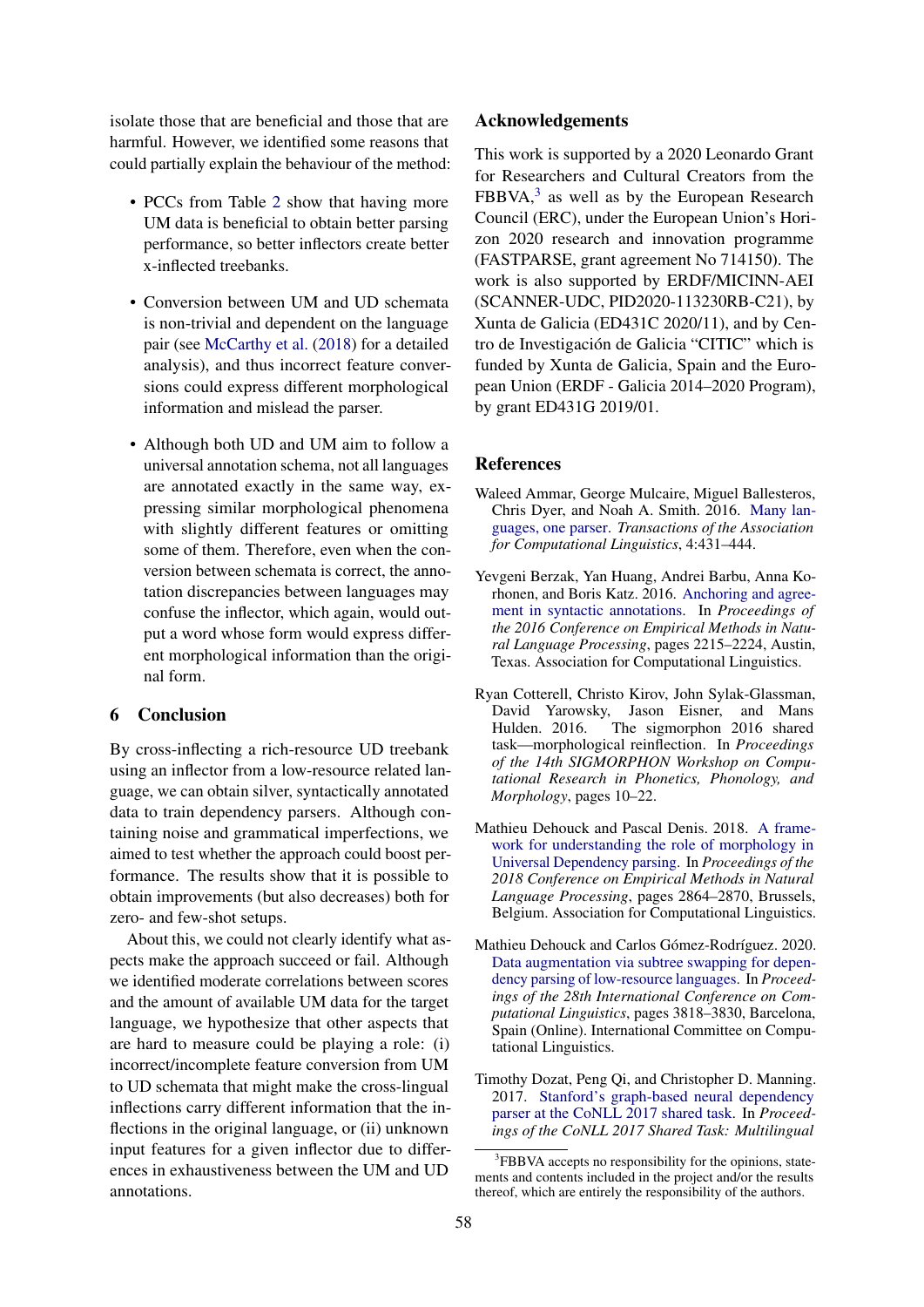isolate those that are beneficial and those that are harmful. However, we identified some reasons that could partially explain the behaviour of the method:

- PCCs from Table 2 show that having more UM data is beneficial to obtain better parsing performance, so better inflectors create better x-inflected treebanks.
- Conversion between UM and UD schemata is non-trivial and dependent on the language pair (see McCarthy et al. (2018) for a detailed analysis), and thus incorrect feature conversions could express different morphological information and mislead the parser.
- Although both UD and UM aim to follow a universal annotation schema, not all languages are annotated exactly in the same way, expressing similar morphological phenomena with slightly different features or omitting some of them. Therefore, even when the conversion between schemata is correct, the annotation discrepancies between languages may confuse the inflector, which again, would output a word whose form would express different morphological information than the original form.

## 6 Conclusion

By cross-inflecting a rich-resource UD treebank using an inflector from a low-resource related language, we can obtain silver, syntactically annotated data to train dependency parsers. Although containing noise and grammatical imperfections, we aimed to test whether the approach could boost performance. The results show that it is possible to obtain improvements (but also decreases) both for zero- and few-shot setups.

About this, we could not clearly identify what aspects make the approach succeed or fail. Although we identified moderate correlations between scores and the amount of available UM data for the target language, we hypothesize that other aspects that are hard to measure could be playing a role: (i) incorrect/incomplete feature conversion from UM to UD schemata that might make the cross-lingual inflections carry different information that the inflections in the original language, or (ii) unknown input features for a given inflector due to differences in exhaustiveness between the UM and UD annotations.

## Acknowledgements

This work is supported by a 2020 Leonardo Grant for Researchers and Cultural Creators from the FBBVA,[3] as well as by the European Research Council (ERC), under the European Union's Horizon 2020 research and innovation programme (FASTPARSE, grant agreement No 714150). The work is also supported by ERDF/MICINN-AEI (SCANNER-UDC, PID2020-113230RB-C21), by Xunta de Galicia (ED431C 2020/11), and by Centro de Investigación de Galicia "CITIC" which is funded by Xunta de Galicia, Spain and the European Union (ERDF - Galicia 2014–2020 Program), by grant ED431G 2019/01.

## References

Waleed Ammar, George Mulcaire, Miguel Ballesteros, Chris Dyer, and Noah A. Smith. 2016. Many languages, one parser. *Transactions of the Association for Computational Linguistics*, 4:431–444.

Yevgeni Berzak, Yan Huang, Andrei Barbu, Anna Korhonen, and Boris Katz. 2016. Anchoring and agreement in syntactic annotations. In *Proceedings of the 2016 Conference on Empirical Methods in Natural Language Processing*, pages 2215–2224, Austin, Texas. Association for Computational Linguistics.

Ryan Cotterell, Christo Kirov, John Sylak-Glassman, David Yarowsky, Jason Eisner, and Mans Hulden. 2016. The sigmorphon 2016 shared task—morphological reinflection. In *Proceedings of the 14th SIGMORPHON Workshop on Computational Research in Phonetics, Phonology, and Morphology*, pages 10–22.

Mathieu Dehouck and Pascal Denis. 2018. A framework for understanding the role of morphology in Universal Dependency parsing. In *Proceedings of the 2018 Conference on Empirical Methods in Natural Language Processing*, pages 2864–2870, Brussels, Belgium. Association for Computational Linguistics.

Mathieu Dehouck and Carlos Gómez-Rodríguez. 2020. Data augmentation via subtree swapping for dependency parsing of low-resource languages. In *Proceedings of the 28th International Conference on Computational Linguistics*, pages 3818–3830, Barcelona, Spain (Online). International Committee on Computational Linguistics.

Timothy Dozat, Peng Qi, and Christopher D. Manning. 2017. Stanford's graph-based neural dependency parser at the CoNLL 2017 shared task. In *Proceedings of the CoNLL 2017 Shared Task: Multilingual*

[3]FBBVA accepts no responsibility for the opinions, statements and contents included in the project and/or the results thereof, which are entirely the responsibility of the authors.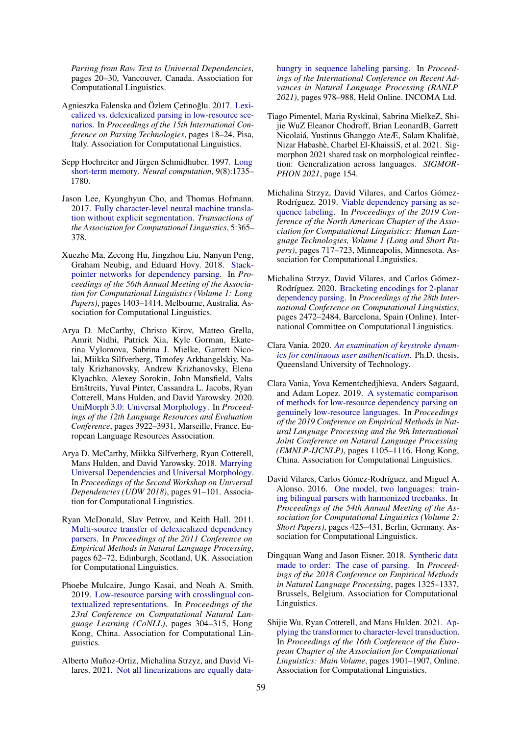*Parsing from Raw Text to Universal Dependencies*, pages 20–30, Vancouver, Canada. Association for Computational Linguistics.

Agnieszka Falenska and Özlem Çetinoğlu. 2017. Lexicalized vs. delexicalized parsing in low-resource scenarios. In *Proceedings of the 15th International Conference on Parsing Technologies*, pages 18–24, Pisa, Italy. Association for Computational Linguistics.

Sepp Hochreiter and Jürgen Schmidhuber. 1997. Long short-term memory. *Neural computation*, 9(8):1735–1780.

Jason Lee, Kyunghyun Cho, and Thomas Hofmann. 2017. Fully character-level neural machine translation without explicit segmentation. *Transactions of the Association for Computational Linguistics*, 5:365–378.

Xuezhe Ma, Zecong Hu, Jingzhou Liu, Nanyun Peng, Graham Neubig, and Eduard Hovy. 2018. Stack-pointer networks for dependency parsing. In *Proceedings of the 56th Annual Meeting of the Association for Computational Linguistics (Volume 1: Long Papers)*, pages 1403–1414, Melbourne, Australia. Association for Computational Linguistics.

Arya D. McCarthy, Christo Kirov, Matteo Grella, Amrit Nidhi, Patrick Xia, Kyle Gorman, Ekaterina Vylomova, Sabrina J. Mielke, Garrett Nicolai, Miikka Silfverberg, Timofey Arkhangelskiy, Nataly Krizhanovsky, Andrew Krizhanovsky, Elena Klyachko, Alexey Sorokin, John Mansfield, Valts Ernštreits, Yuval Pinter, Cassandra L. Jacobs, Ryan Cotterell, Mans Hulden, and David Yarowsky. 2020. UniMorph 3.0: Universal Morphology. In *Proceedings of the 12th Language Resources and Evaluation Conference*, pages 3922–3931, Marseille, France. European Language Resources Association.

Arya D. McCarthy, Miikka Silfverberg, Ryan Cotterell, Mans Hulden, and David Yarowsky. 2018. Marrying Universal Dependencies and Universal Morphology. In *Proceedings of the Second Workshop on Universal Dependencies (UDW 2018)*, pages 91–101. Association for Computational Linguistics.

Ryan McDonald, Slav Petrov, and Keith Hall. 2011. Multi-source transfer of delexicalized dependency parsers. In *Proceedings of the 2011 Conference on Empirical Methods in Natural Language Processing*, pages 62–72, Edinburgh, Scotland, UK. Association for Computational Linguistics.

Phoebe Mulcaire, Jungo Kasai, and Noah A. Smith. 2019. Low-resource parsing with crosslingual contextualized representations. In *Proceedings of the 23rd Conference on Computational Natural Language Learning (CoNLL)*, pages 304–315, Hong Kong, China. Association for Computational Linguistics.

Alberto Muñoz-Ortiz, Michalina Strzyz, and David Vilares. 2021. Not all linearizations are equally data-hungry in sequence labeling parsing. In *Proceedings of the International Conference on Recent Advances in Natural Language Processing (RANLP 2021)*, pages 978–988, Held Online. INCOMA Ltd.

Tiago Pimentel, Maria Ryskinaì, Sabrina MielkeZ, Shijie WuZ Eleanor Chodroff, Brian LeonardB, Garrett Nicolaiá, Yustinus Ghanggo AteÆ, Salam Khalifaè, Nizar Habashè, Charbel El-KhaissiS, et al. 2021. Sigmorphon 2021 shared task on morphological reinflection: Generalization across languages. *SIGMORPHON 2021*, page 154.

Michalina Strzyz, David Vilares, and Carlos Gómez-Rodríguez. 2019. Viable dependency parsing as sequence labeling. In *Proceedings of the 2019 Conference of the North American Chapter of the Association for Computational Linguistics: Human Language Technologies, Volume 1 (Long and Short Papers)*, pages 717–723, Minneapolis, Minnesota. Association for Computational Linguistics.

Michalina Strzyz, David Vilares, and Carlos Gómez-Rodríguez. 2020. Bracketing encodings for 2-planar dependency parsing. In *Proceedings of the 28th International Conference on Computational Linguistics*, pages 2472–2484, Barcelona, Spain (Online). International Committee on Computational Linguistics.

Clara Vania. 2020. *An examination of keystroke dynamics for continuous user authentication*. Ph.D. thesis, Queensland University of Technology.

Clara Vania, Yova Kementchedjhieva, Anders Søgaard, and Adam Lopez. 2019. A systematic comparison of methods for low-resource dependency parsing on genuinely low-resource languages. In *Proceedings of the 2019 Conference on Empirical Methods in Natural Language Processing and the 9th International Joint Conference on Natural Language Processing (EMNLP-IJCNLP)*, pages 1105–1116, Hong Kong, China. Association for Computational Linguistics.

David Vilares, Carlos Gómez-Rodríguez, and Miguel A. Alonso. 2016. One model, two languages: training bilingual parsers with harmonized treebanks. In *Proceedings of the 54th Annual Meeting of the Association for Computational Linguistics (Volume 2: Short Papers)*, pages 425–431, Berlin, Germany. Association for Computational Linguistics.

Dingquan Wang and Jason Eisner. 2018. Synthetic data made to order: The case of parsing. In *Proceedings of the 2018 Conference on Empirical Methods in Natural Language Processing*, pages 1325–1337, Brussels, Belgium. Association for Computational Linguistics.

Shijie Wu, Ryan Cotterell, and Mans Hulden. 2021. Applying the transformer to character-level transduction. In *Proceedings of the 16th Conference of the European Chapter of the Association for Computational Linguistics: Main Volume*, pages 1901–1907, Online. Association for Computational Linguistics.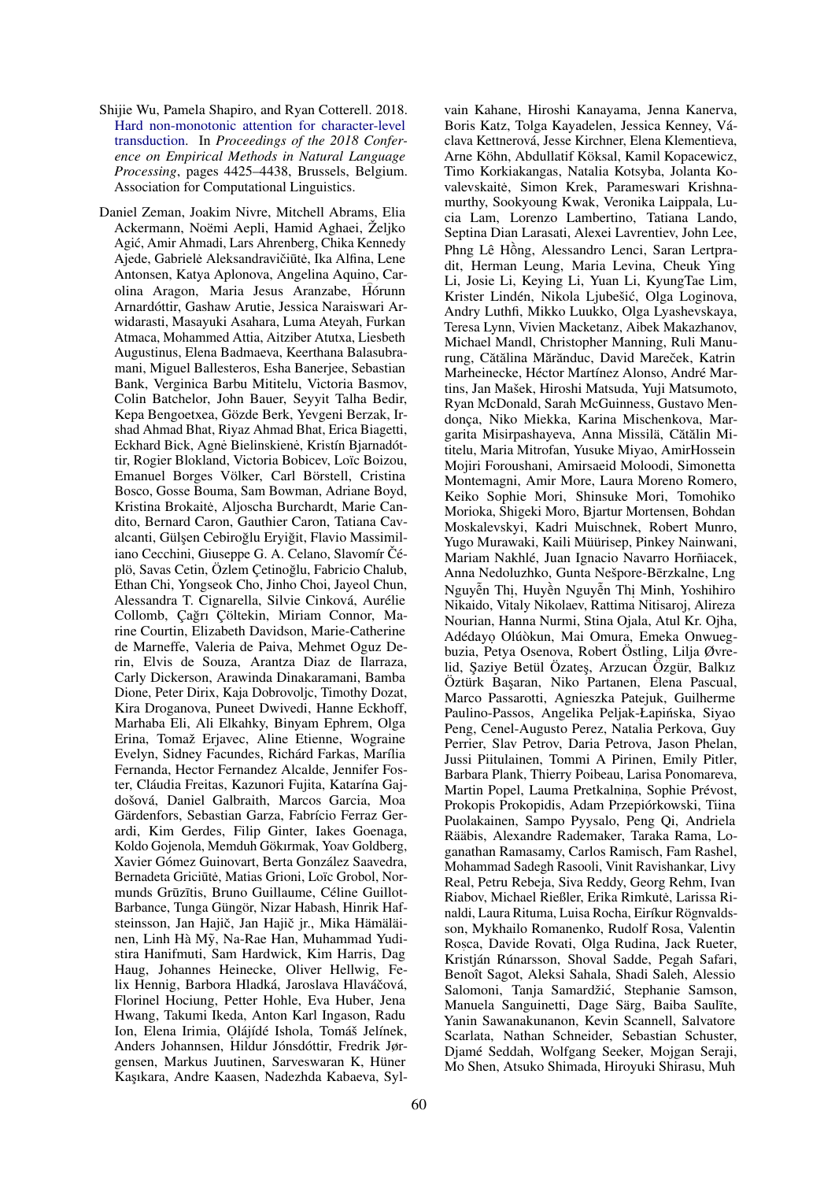Shijie Wu, Pamela Shapiro, and Ryan Cotterell. 2018. Hard non-monotonic attention for character-level transduction. In *Proceedings of the 2018 Conference on Empirical Methods in Natural Language Processing*, pages 4425–4438, Brussels, Belgium. Association for Computational Linguistics.

Daniel Zeman, Joakim Nivre, Mitchell Abrams, Elia Ackermann, Noëmi Aepli, Hamid Aghaei, Željko Agić, Amir Ahmadi, Lars Ahrenberg, Chika Kennedy Ajede, Gabrielė Aleksandravičiūtė, Ika Alfina, Lene Antonsen, Katya Aplonova, Angelina Aquino, Carolina Aragon, Maria Jesus Aranzabe, Hórunn Arnardóttir, Gashaw Arutie, Jessica Naraiswari Arwidarasti, Masayuki Asahara, Luma Ateyah, Furkan Atmaca, Mohammed Attia, Aitziber Atutxa, Liesbeth Augustinus, Elena Badmaeva, Keerthana Balasubramani, Miguel Ballesteros, Esha Banerjee, Sebastian Bank, Verginica Barbu Mititelu, Victoria Basmov, Colin Batchelor, John Bauer, Seyyit Talha Bedir, Kepa Bengoetxea, Gözde Berk, Yevgeni Berzak, Irshad Ahmad Bhat, Riyaz Ahmad Bhat, Erica Biagetti, Eckhard Bick, Agnė Bielinskienė, Kristín Bjarnadóttir, Rogier Blokland, Victoria Bobicev, Loïc Boizou, Emanuel Borges Völker, Carl Börstell, Cristina Bosco, Gosse Bouma, Sam Bowman, Adriane Boyd, Kristina Brokaitė, Aljoscha Burchardt, Marie Candito, Bernard Caron, Gauthier Caron, Tatiana Cavalcanti, Gülşen Cebiroğlu Eryiğit, Flavio Massimiliano Cecchini, Giuseppe G. A. Celano, Slavomír Čéplö, Savas Cetin, Özlem Çetinoğlu, Fabricio Chalub, Ethan Chi, Yongseok Cho, Jinho Choi, Jayeol Chun, Alessandra T. Cignarella, Silvie Cinková, Aurélie Collomb, Çağrı Çöltekin, Miriam Connor, Marine Courtin, Elizabeth Davidson, Marie-Catherine de Marneffe, Valeria de Paiva, Mehmet Oguz Derin, Elvis de Souza, Arantza Diaz de Ilarraza, Carly Dickerson, Arawinda Dinakaramani, Bamba Dione, Peter Dirix, Kaja Dobrovoljc, Timothy Dozat, Kira Droganova, Puneet Dwivedi, Hanne Eckhoff, Marhaba Eli, Ali Elkahky, Binyam Ephrem, Olga Erina, Tomaž Erjavec, Aline Etienne, Wograine Evelyn, Sidney Facundes, Richárd Farkas, Marília Fernanda, Hector Fernandez Alcalde, Jennifer Foster, Cláudia Freitas, Kazunori Fujita, Katarína Gajdošová, Daniel Galbraith, Marcos Garcia, Moa Gärdenfors, Sebastian Garza, Fabrício Ferraz Gerardi, Kim Gerdes, Filip Ginter, Iakes Goenaga, Koldo Gojenola, Memduh Gökırmak, Yoav Goldberg, Xavier Gómez Guinovart, Berta González Saavedra, Bernadeta Griciūtė, Matias Grioni, Loïc Grobol, Normunds Grūzītis, Bruno Guillaume, Céline Guillot-Barbance, Tunga Güngör, Nizar Habash, Hinrik Hafsteinsson, Jan Hajič, Jan Hajič jr., Mika Hämäläinen, Linh Hà Mỹ, Na-Rae Han, Muhammad Yudistira Hanifmuti, Sam Hardwick, Kim Harris, Dag Haug, Johannes Heinecke, Oliver Hellwig, Felix Hennig, Barbora Hladká, Jaroslava Hlaváčová, Florinel Hociung, Petter Hohle, Eva Huber, Jena Hwang, Takumi Ikeda, Anton Karl Ingason, Radu Ion, Elena Irimia, Ọlájídé Ishola, Tomáš Jelínek, Anders Johannsen, Hildur Jónsdóttir, Fredrik Jørgensen, Markus Juutinen, Sarveswaran K, Hüner Kaşıkara, Andre Kaasen, Nadezhda Kabaeva, Sylvain Kahane, Hiroshi Kanayama, Jenna Kanerva, Boris Katz, Tolga Kayadelen, Jessica Kenney, Václava Kettnerová, Jesse Kirchner, Elena Klementieva, Arne Köhn, Abdullatif Köksal, Kamil Kopacewicz, Timo Korkiakangas, Natalia Kotsyba, Jolanta Kovalevskaitė, Simon Krek, Parameswari Krishnamurthy, Sookyoung Kwak, Veronika Laippala, Lucia Lam, Lorenzo Lambertino, Tatiana Lando, Septina Dian Larasati, Alexei Lavrentiev, John Lee, Phng Lê Hồng, Alessandro Lenci, Saran Lertpradit, Herman Leung, Maria Levina, Cheuk Ying Li, Josie Li, Keying Li, Yuan Li, KyungTae Lim, Krister Lindén, Nikola Ljubešić, Olga Loginova, Andry Luthfi, Mikko Luukko, Olga Lyashevskaya, Teresa Lynn, Vivien Macketanz, Aibek Makazhanov, Michael Mandl, Christopher Manning, Ruli Manurung, Cătălina Mărănduc, David Mareček, Katrin Marheinecke, Héctor Martínez Alonso, André Martins, Jan Mašek, Hiroshi Matsuda, Yuji Matsumoto, Ryan McDonald, Sarah McGuinness, Gustavo Mendonça, Niko Miekka, Karina Mischenkova, Margarita Misirpashayeva, Anna Missilä, Cătălin Mititelu, Maria Mitrofan, Yusuke Miyao, AmirHossein Mojiri Foroushani, Amirsaeid Moloodi, Simonetta Montemagni, Amir More, Laura Moreno Romero, Keiko Sophie Mori, Shinsuke Mori, Tomohiko Morioka, Shigeki Moro, Bjartur Mortensen, Bohdan Moskalevskyi, Kadri Muischnek, Robert Munro, Yugo Murawaki, Kaili Müürisep, Pinkey Nainwani, Mariam Nakhlé, Juan Ignacio Navarro Horñiacek, Anna Nedoluzhko, Gunta Nešpore-Bērzkalne, Lng Nguyễn Thị, Huyền Nguyễn Thị Minh, Yoshihiro Nikaido, Vitaly Nikolaev, Rattima Nitisaroj, Alireza Nourian, Hanna Nurmi, Stina Ojala, Atul Kr. Ojha, Adédayọ Olúòkun, Mai Omura, Emeka Onwuegbuzia, Petya Osenova, Robert Östling, Lilja Øvrelid, Şaziye Betül Özateş, Arzucan Özgür, Balkız Öztürk Başaran, Niko Partanen, Elena Pascual, Marco Passarotti, Agnieszka Patejuk, Guilherme Paulino-Passos, Angelika Peljak-Łapińska, Siyao Peng, Cenel-Augusto Perez, Natalia Perkova, Guy Perrier, Slav Petrov, Daria Petrova, Jason Phelan, Jussi Piitulainen, Tommi A Pirinen, Emily Pitler, Barbara Plank, Thierry Poibeau, Larisa Ponomareva, Martin Popel, Lauma Pretkalniņa, Sophie Prévost, Prokopis Prokopidis, Adam Przepiórkowski, Tiina Puolakainen, Sampo Pyysalo, Peng Qi, Andriela Rääbis, Alexandre Rademaker, Taraka Rama, Loganathan Ramasamy, Carlos Ramisch, Fam Rashel, Mohammad Sadegh Rasooli, Vinit Ravishankar, Livy Real, Petru Rebeja, Siva Reddy, Georg Rehm, Ivan Riabov, Michael Rießler, Erika Rimkutė, Larissa Rinaldi, Laura Rituma, Luisa Rocha, Eiríkur Rögnvaldsson, Mykhailo Romanenko, Rudolf Rosa, Valentin Roșca, Davide Rovati, Olga Rudina, Jack Rueter, Kristján Rúnarsson, Shoval Sadde, Pegah Safari, Benoît Sagot, Aleksi Sahala, Shadi Saleh, Alessio Salomoni, Tanja Samardžić, Stephanie Samson, Manuela Sanguinetti, Dage Särg, Baiba Saulīte, Yanin Sawanakunanon, Kevin Scannell, Salvatore Scarlata, Nathan Schneider, Sebastian Schuster, Djamé Seddah, Wolfgang Seeker, Mojgan Seraji, Mo Shen, Atsuko Shimada, Hiroyuki Shirasu, Muh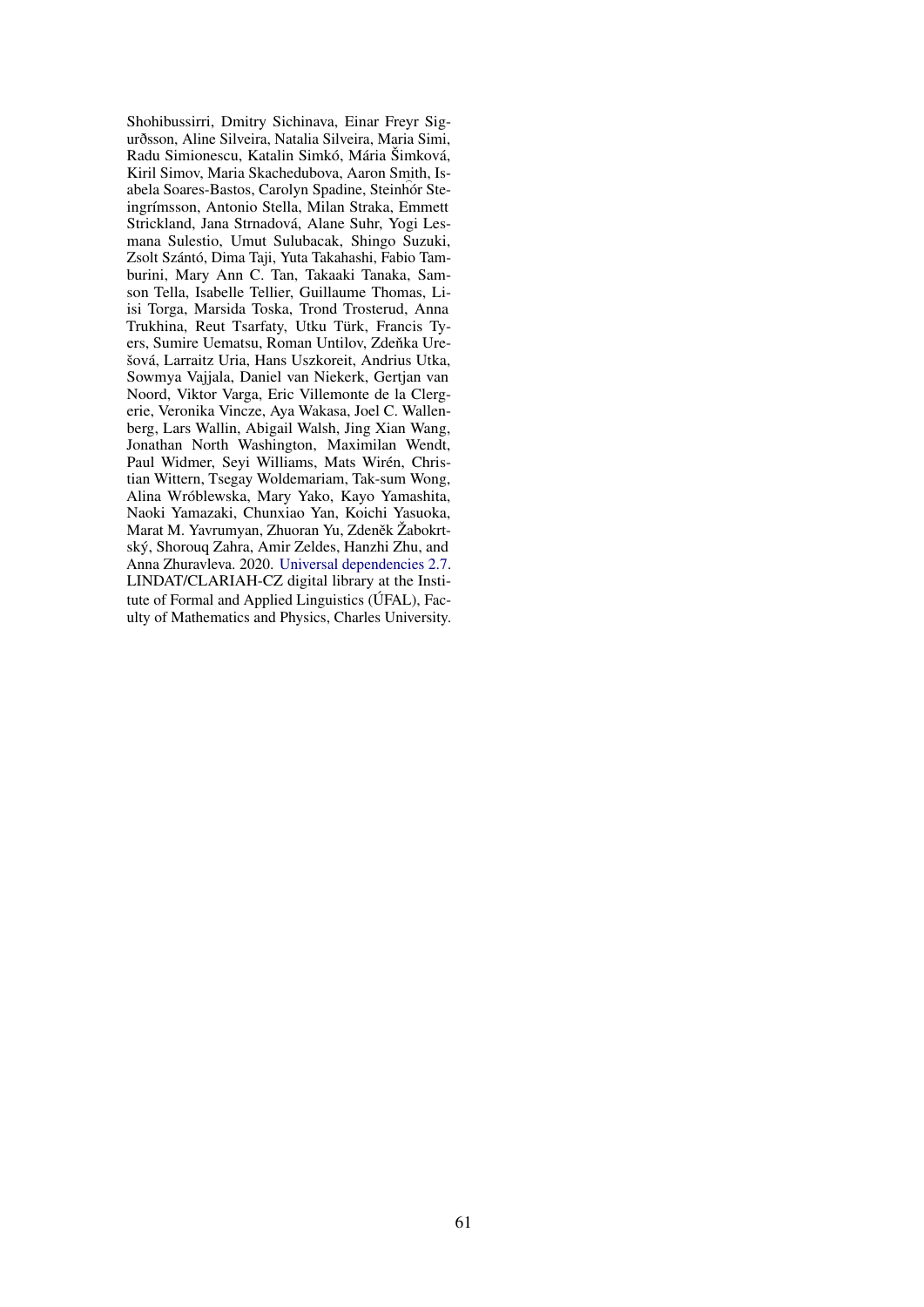Shohibussirri, Dmitry Sichinava, Einar Freyr Sigurðsson, Aline Silveira, Natalia Silveira, Maria Simi, Radu Simionescu, Katalin Simkó, Mária Šimková, Kiril Simov, Maria Skachedubova, Aaron Smith, Isabela Soares-Bastos, Carolyn Spadine, Steinħór Steingrímsson, Antonio Stella, Milan Straka, Emmett Strickland, Jana Strnadová, Alane Suhr, Yogi Lesmana Sulestio, Umut Sulubacak, Shingo Suzuki, Zsolt Szántó, Dima Taji, Yuta Takahashi, Fabio Tamburini, Mary Ann C. Tan, Takaaki Tanaka, Samson Tella, Isabelle Tellier, Guillaume Thomas, Liisi Torga, Marsida Toska, Trond Trosterud, Anna Trukhina, Reut Tsarfaty, Utku Türk, Francis Tyers, Sumire Uematsu, Roman Untilov, Zdeňka Urešová, Larraitz Uria, Hans Uszkoreit, Andrius Utka, Sowmya Vajjala, Daniel van Niekerk, Gertjan van Noord, Viktor Varga, Eric Villemonte de la Clergerie, Veronika Vincze, Aya Wakasa, Joel C. Wallenberg, Lars Wallin, Abigail Walsh, Jing Xian Wang, Jonathan North Washington, Maximilan Wendt, Paul Widmer, Seyi Williams, Mats Wirén, Christian Wittern, Tsegay Woldemariam, Tak-sum Wong, Alina Wróblewska, Mary Yako, Kayo Yamashita, Naoki Yamazaki, Chunxiao Yan, Koichi Yasuoka, Marat M. Yavrumyan, Zhuoran Yu, Zdeněk Žabokrtský, Shorouq Zahra, Amir Zeldes, Hanzhi Zhu, and Anna Zhuravleva. 2020. Universal dependencies 2.7. LINDAT/CLARIAH-CZ digital library at the Institute of Formal and Applied Linguistics (ÚFAL), Faculty of Mathematics and Physics, Charles University.